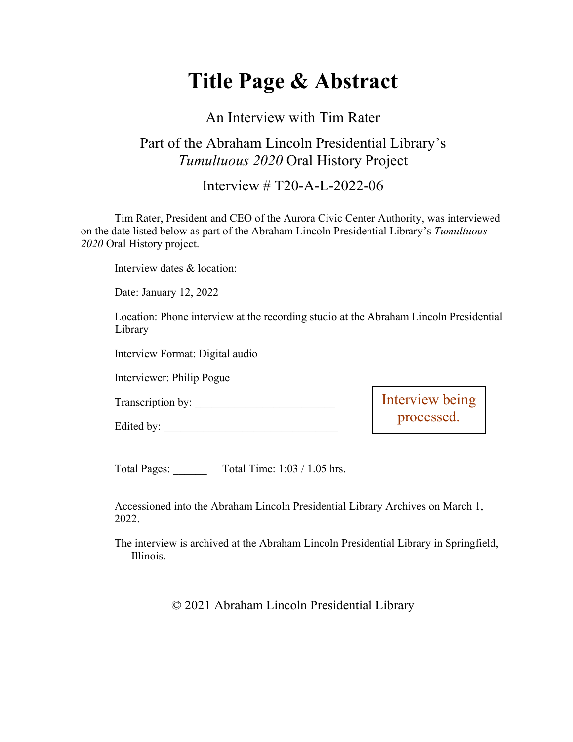# Title Page & Abstract

An Interview with Tim Rater

Part of the Abraham Lincoln Presidential Library's *Tumultuous 2020* Oral History Project

Interview # T20-A-L-2022-06

Tim Rater, President and CEO of the Aurora Civic Center Authority, was interviewed on the date listed below as part of the Abraham Lincoln Presidential Library's *Tumultuous 2020* Oral History project.

Interview dates & location:

Date: January 12, 2022

Location: Phone interview at the recording studio at the Abraham Lincoln Presidential Library

Interview Format: Digital audio

Interviewer: Philip Pogue

Transcription by: ________________________

Edited by: ______________________________

Interview being processed.

Total Pages: ______ Total Time: 1:03 / 1.05 hrs.

Accessioned into the Abraham Lincoln Presidential Library Archives on March 1, 2022.

The interview is archived at the Abraham Lincoln Presidential Library in Springfield, Illinois.

© 2021 Abraham Lincoln Presidential Library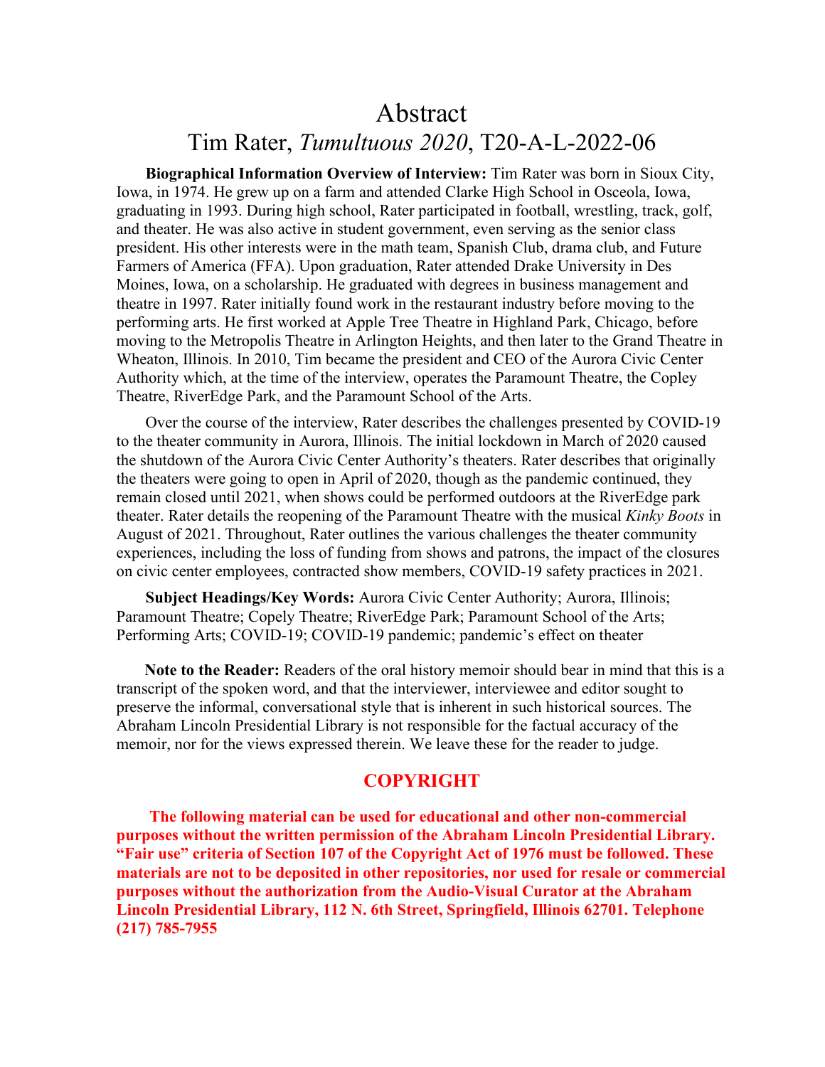# Abstract

## Tim Rater, *Tumultuous 2020*, T20-A-L-2022-06

**Biographical Information Overview of Interview:** Tim Rater was born in Sioux City, Iowa, in 1974. He grew up on a farm and attended Clarke High School in Osceola, Iowa, graduating in 1993. During high school, Rater participated in football, wrestling, track, golf, and theater. He was also active in student government, even serving as the senior class president. His other interests were in the math team, Spanish Club, drama club, and Future Farmers of America (FFA). Upon graduation, Rater attended Drake University in Des Moines, Iowa, on a scholarship. He graduated with degrees in business management and theatre in 1997. Rater initially found work in the restaurant industry before moving to the performing arts. He first worked at Apple Tree Theatre in Highland Park, Chicago, before moving to the Metropolis Theatre in Arlington Heights, and then later to the Grand Theatre in Wheaton, Illinois. In 2010, Tim became the president and CEO of the Aurora Civic Center Authority which, at the time of the interview, operates the Paramount Theatre, the Copley Theatre, RiverEdge Park, and the Paramount School of the Arts.

Over the course of the interview, Rater describes the challenges presented by COVID-19 to the theater community in Aurora, Illinois. The initial lockdown in March of 2020 caused the shutdown of the Aurora Civic Center Authority's theaters. Rater describes that originally the theaters were going to open in April of 2020, though as the pandemic continued, they remain closed until 2021, when shows could be performed outdoors at the RiverEdge park theater. Rater details the reopening of the Paramount Theatre with the musical *Kinky Boots* in August of 2021. Throughout, Rater outlines the various challenges the theater community experiences, including the loss of funding from shows and patrons, the impact of the closures on civic center employees, contracted show members, COVID-19 safety practices in 2021.

**Subject Headings/Key Words:** Aurora Civic Center Authority; Aurora, Illinois; Paramount Theatre; Copely Theatre; RiverEdge Park; Paramount School of the Arts; Performing Arts; COVID-19; COVID-19 pandemic; pandemic's effect on theater

**Note to the Reader:** Readers of the oral history memoir should bear in mind that this is a transcript of the spoken word, and that the interviewer, interviewee and editor sought to preserve the informal, conversational style that is inherent in such historical sources. The Abraham Lincoln Presidential Library is not responsible for the factual accuracy of the memoir, nor for the views expressed therein. We leave these for the reader to judge.

## COPYRIGHT

**The following material can be used for educational and other non-commercial purposes without the written permission of the Abraham Lincoln Presidential Library. "Fair use" criteria of Section 107 of the Copyright Act of 1976 must be followed. These materials are not to be deposited in other repositories, nor used for resale or commercial purposes without the authorization from the Audio-Visual Curator at the Abraham Lincoln Presidential Library, 112 N. 6th Street, Springfield, Illinois 62701. Telephone (217) 785-7955**